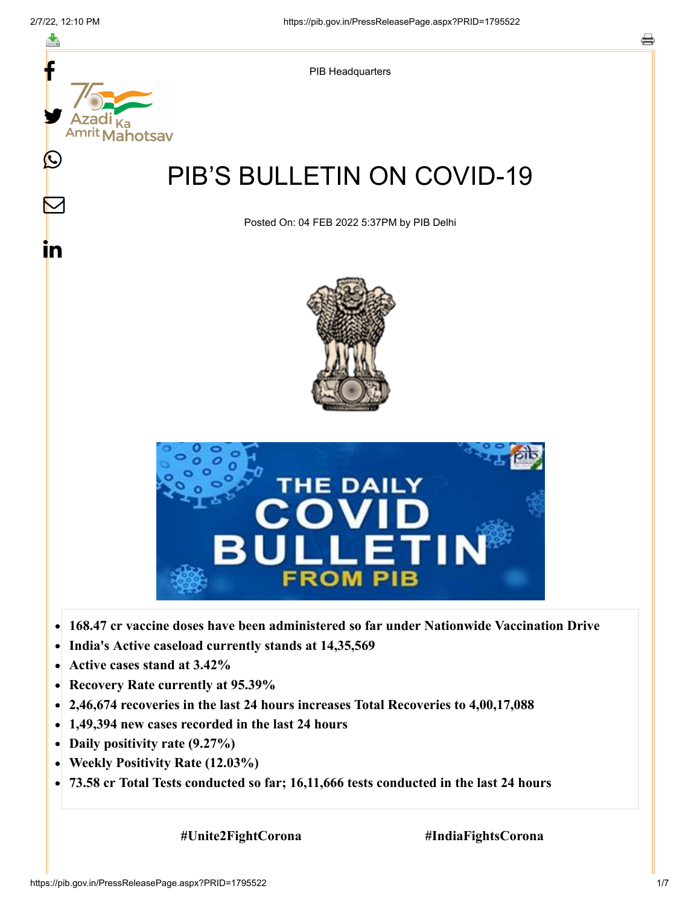PIB Headquarters

# PIB'S BULLETIN ON COVID-19

Posted On: 04 FEB 2022 5:37PM by PIB Delhi

- **168.47 cr vaccine doses have been administered so far under Nationwide Vaccination Drive**
- **India's Active caseload currently stands at 14,35,569**
- **Active cases stand at 3.42%**
- **Recovery Rate currently at 95.39%**
- **2,46,674 recoveries in the last 24 hours increases Total Recoveries to 4,00,17,088**
- **1,49,394 new cases recorded in the last 24 hours**
- **Daily positivity rate (9.27%)**
- **Weekly Positivity Rate (12.03%)**
- **73.58 cr Total Tests conducted so far; 16,11,666 tests conducted in the last 24 hours**

**#Unite2FightCorona** **#IndiaFightsCorona**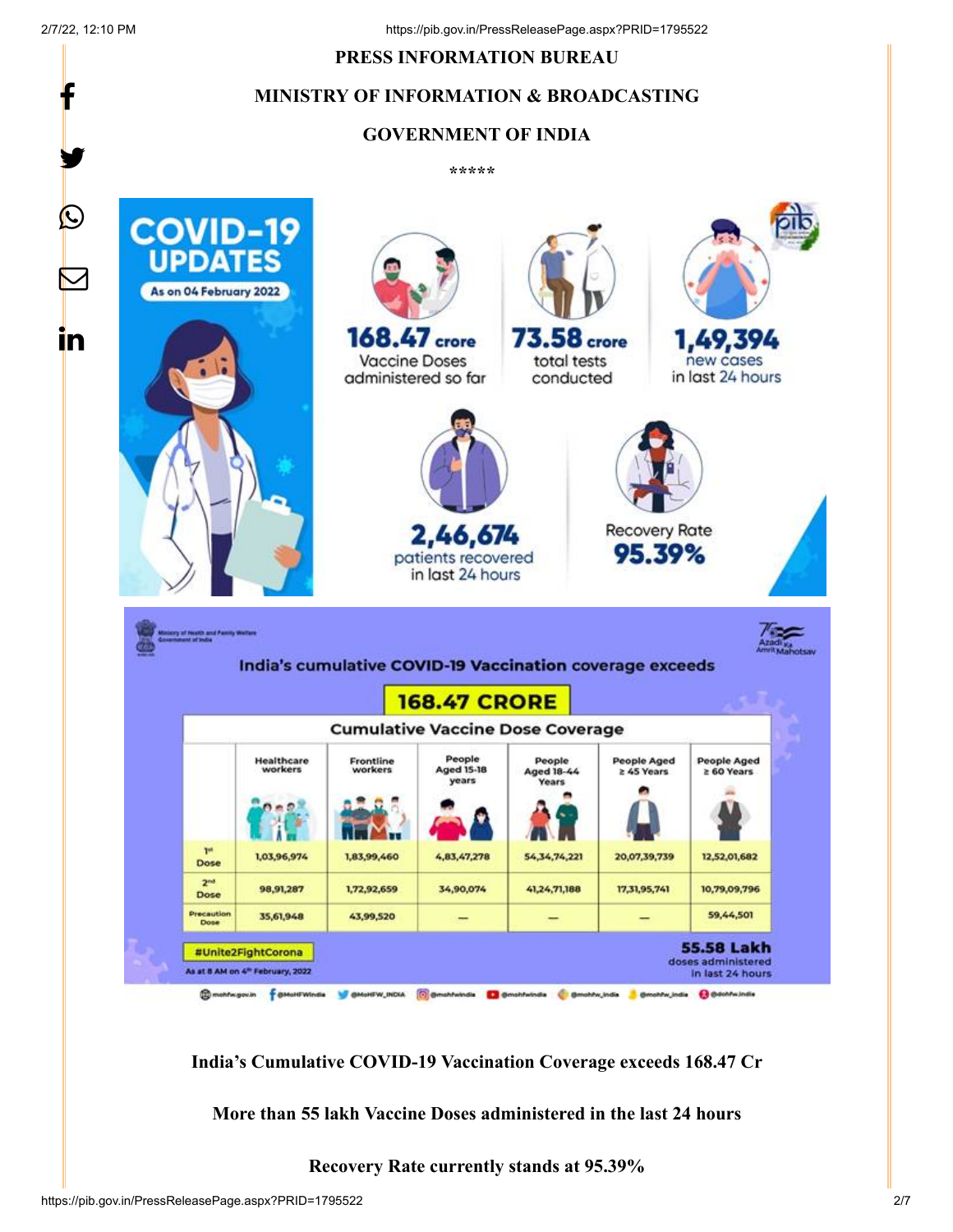PRESS INFORMATION BUREAU

MINISTRY OF INFORMATION & BROADCASTING

GOVERNMENT OF INDIA

*****

COVID-19 UPDATES

As on 04 February 2022

168.47 crore Vaccine Doses administered so far

73.58 crore total tests conducted

1,49,394 new cases in last 24 hours

2,46,674 patients recovered in last 24 hours

Recovery Rate 95.39%

India's cumulative COVID-19 Vaccination coverage exceeds 168.47 CRORE

Cumulative Vaccine Dose Coverage

| | Healthcare workers | Frontline workers | People Aged 15-18 years | People Aged 18-44 Years | People Aged ≥ 45 Years | People Aged ≥ 60 Years |
|---|---|---|---|---|---|---|
| 1st Dose | 1,03,96,974 | 1,83,99,460 | 4,83,47,278 | 54,34,74,221 | 20,07,39,739 | 12,52,01,682 |
| 2nd Dose | 98,91,287 | 1,72,92,659 | 34,90,074 | 41,24,71,188 | 17,31,95,741 | 10,79,09,796 |
| Precaution Dose | 35,61,948 | 43,99,520 | — | — | — | 59,44,501 |

#Unite2FightCorona

As at 8 AM on 4th February, 2022

55.58 Lakh doses administered in last 24 hours

**India's Cumulative COVID-19 Vaccination Coverage exceeds 168.47 Cr**

**More than 55 lakh Vaccine Doses administered in the last 24 hours**

**Recovery Rate currently stands at 95.39%**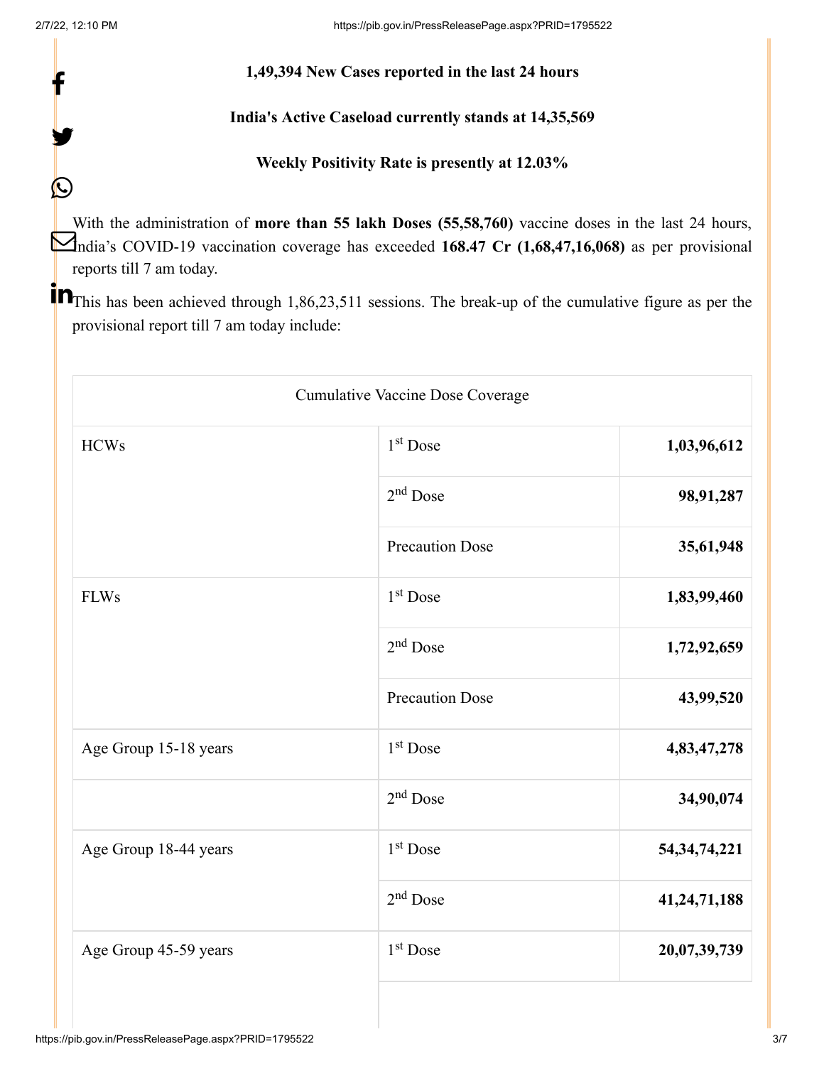**1,49,394 New Cases reported in the last 24 hours**

**India's Active Caseload currently stands at 14,35,569**

**Weekly Positivity Rate is presently at 12.03%**

With the administration of **more than 55 lakh Doses (55,58,760)** vaccine doses in the last 24 hours, India's COVID-19 vaccination coverage has exceeded **168.47 Cr (1,68,47,16,068)** as per provisional reports till 7 am today.

This has been achieved through 1,86,23,511 sessions. The break-up of the cumulative figure as per the provisional report till 7 am today include:

| Cumulative Vaccine Dose Coverage | | |
|---|---|---|
| HCWs | 1st Dose | **1,03,96,612** |
| | 2nd Dose | **98,91,287** |
| | Precaution Dose | **35,61,948** |
| FLWs | 1st Dose | **1,83,99,460** |
| | 2nd Dose | **1,72,92,659** |
| | Precaution Dose | **43,99,520** |
| Age Group 15-18 years | 1st Dose | **4,83,47,278** |
| | 2nd Dose | **34,90,074** |
| Age Group 18-44 years | 1st Dose | **54,34,74,221** |
| | 2nd Dose | **41,24,71,188** |
| Age Group 45-59 years | 1st Dose | **20,07,39,739** |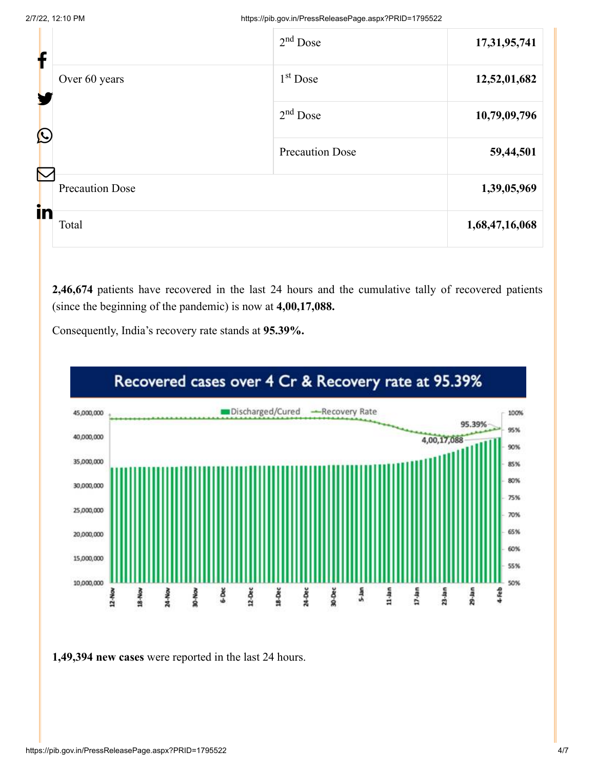|  |  |  |
|---|---|---|
|  | 2nd Dose | **17,31,95,741** |
| Over 60 years | 1st Dose | **12,52,01,682** |
|  | 2nd Dose | **10,79,09,796** |
|  | Precaution Dose | **59,44,501** |
| Precaution Dose |  | **1,39,05,969** |
| Total |  | **1,68,47,16,068** |

**2,46,674** patients have recovered in the last 24 hours and the cumulative tally of recovered patients (since the beginning of the pandemic) is now at **4,00,17,088.**

Consequently, India's recovery rate stands at **95.39%.**

**1,49,394 new cases** were reported in the last 24 hours.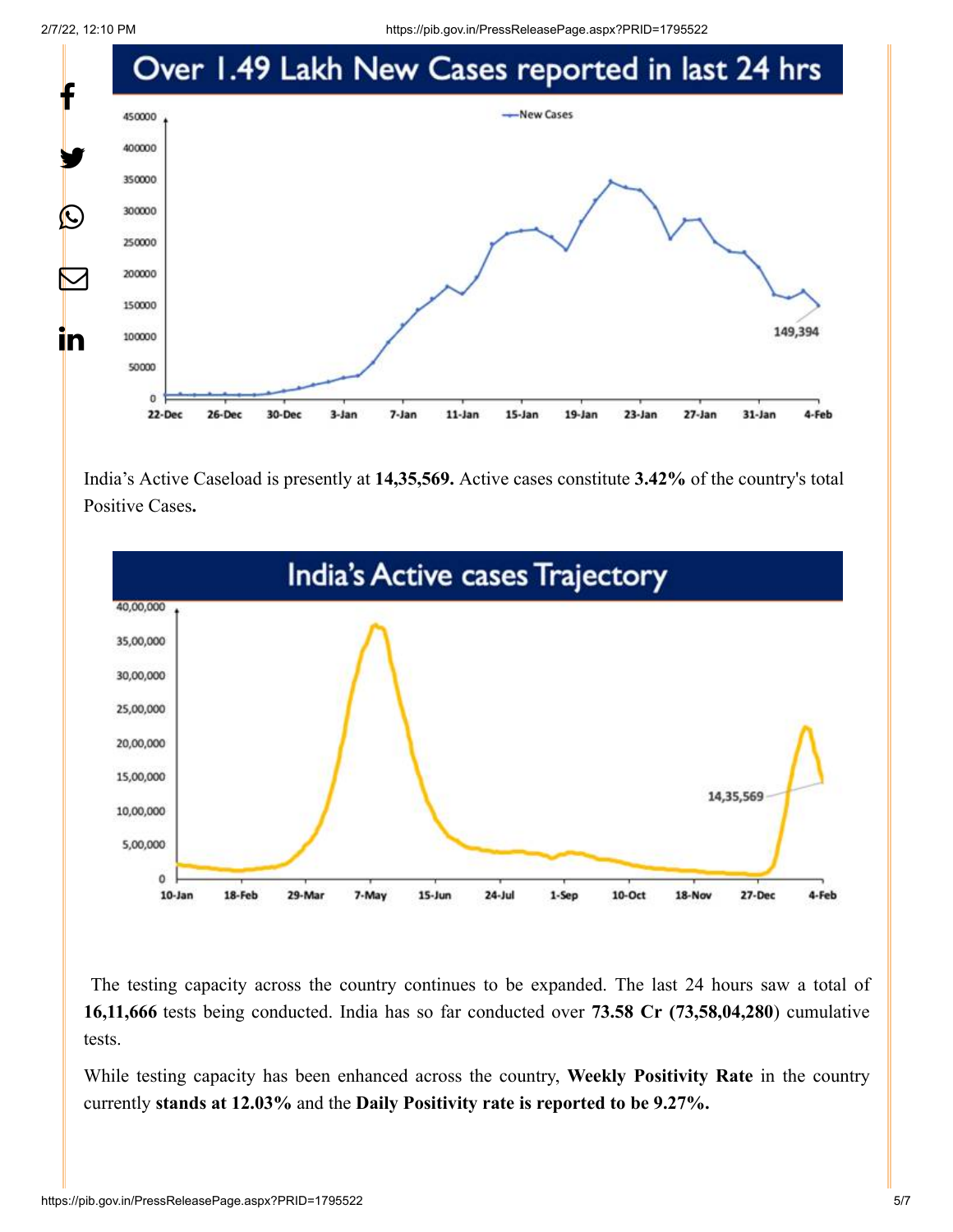## Over 1.49 Lakh New Cases reported in last 24 hrs

India's Active Caseload is presently at **14,35,569.** Active cases constitute **3.42%** of the country's total Positive Cases**.**

## India's Active cases Trajectory

The testing capacity across the country continues to be expanded. The last 24 hours saw a total of **16,11,666** tests being conducted. India has so far conducted over **73.58 Cr (73,58,04,280**) cumulative tests.

While testing capacity has been enhanced across the country, **Weekly Positivity Rate** in the country currently **stands at 12.03%** and the **Daily Positivity rate is reported to be 9.27%.**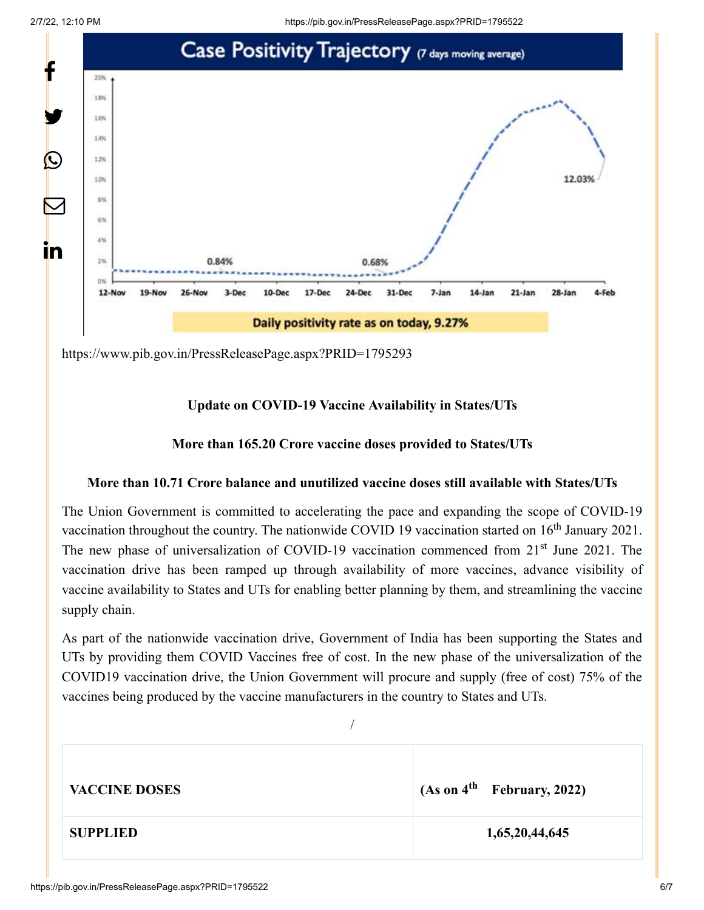Case Positivity Trajectory (7 days moving average)

Daily positivity rate as on today, 9.27%

https://www.pib.gov.in/PressReleasePage.aspx?PRID=1795293

**Update on COVID-19 Vaccine Availability in States/UTs**

**More than 165.20 Crore vaccine doses provided to States/UTs**

**More than 10.71 Crore balance and unutilized vaccine doses still available with States/UTs**

The Union Government is committed to accelerating the pace and expanding the scope of COVID-19 vaccination throughout the country. The nationwide COVID 19 vaccination started on 16th January 2021. The new phase of universalization of COVID-19 vaccination commenced from 21st June 2021. The vaccination drive has been ramped up through availability of more vaccines, advance visibility of vaccine availability to States and UTs for enabling better planning by them, and streamlining the vaccine supply chain.

As part of the nationwide vaccination drive, Government of India has been supporting the States and UTs by providing them COVID Vaccines free of cost. In the new phase of the universalization of the COVID19 vaccination drive, the Union Government will procure and supply (free of cost) 75% of the vaccines being produced by the vaccine manufacturers in the country to States and UTs.

| VACCINE DOSES | (As on 4th February, 2022) |
|---|---|
| SUPPLIED | 1,65,20,44,645 |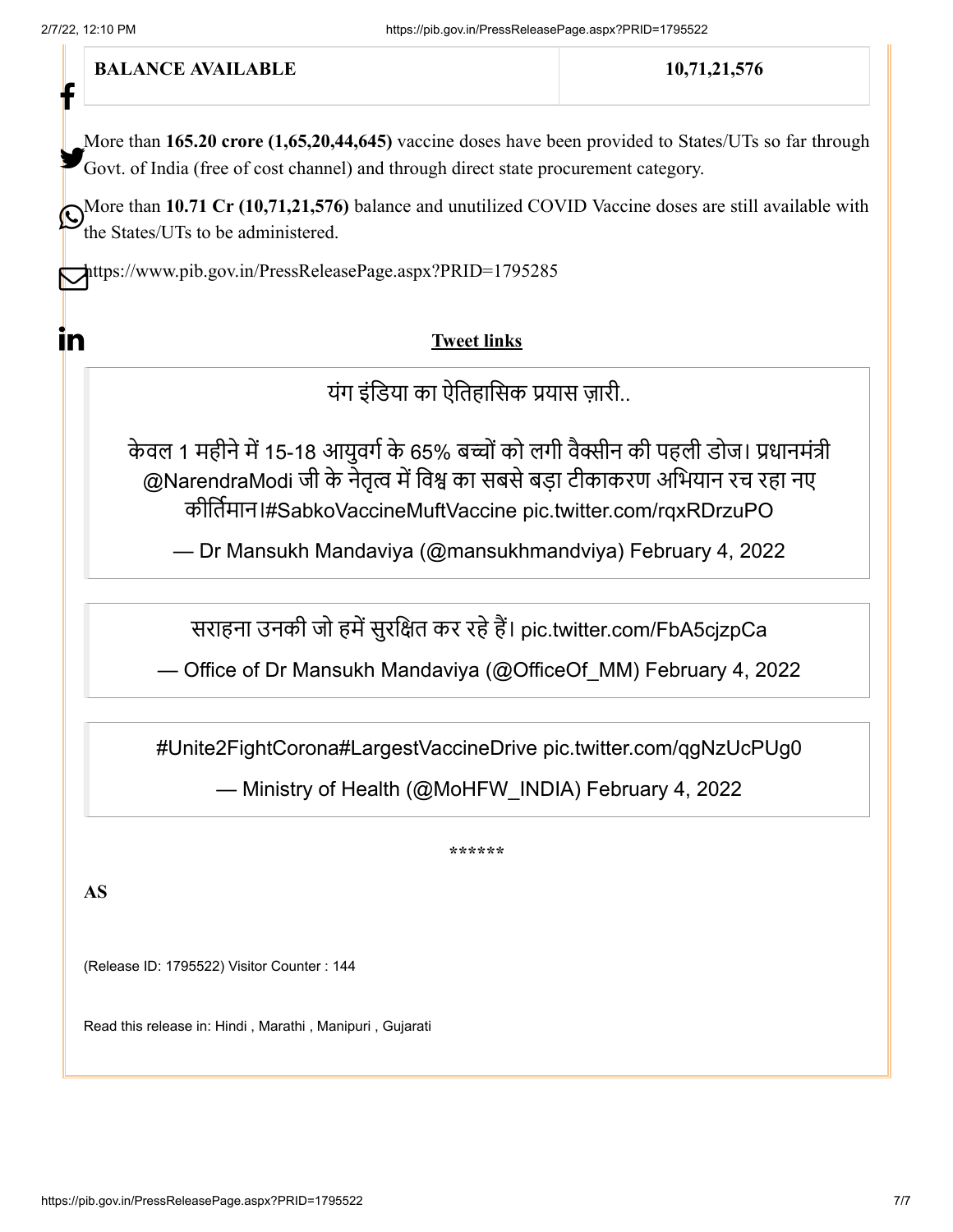| | |
|---|---|
| **BALANCE AVAILABLE** | **10,71,21,576** |

More than **165.20 crore (1,65,20,44,645)** vaccine doses have been provided to States/UTs so far through Govt. of India (free of cost channel) and through direct state procurement category.

More than **10.71 Cr (10,71,21,576)** balance and unutilized COVID Vaccine doses are still available with the States/UTs to be administered.

https://www.pib.gov.in/PressReleasePage.aspx?PRID=1795285

**Tweet links**

> यंग इंडिया का ऐतिहासिक प्रयास ज़ारी..
>
> केवल 1 महीने में 15-18 आयुवर्ग के 65% बच्चों को लगी वैक्सीन की पहली डोज। प्रधानमंत्री @NarendraModi जी के नेतृत्व में विश्व का सबसे बड़ा टीकाकरण अभियान रच रहा नए कीर्तिमान।#SabkoVaccineMuftVaccine pic.twitter.com/rqxRDrzuPO
>
> — Dr Mansukh Mandaviya (@mansukhmandviya) February 4, 2022

> सराहना उनकी जो हमें सुरक्षित कर रहे हैं। pic.twitter.com/FbA5cjzpCa
>
> — Office of Dr Mansukh Mandaviya (@OfficeOf_MM) February 4, 2022

> #Unite2FightCorona#LargestVaccineDrive pic.twitter.com/qgNzUcPUg0
>
> — Ministry of Health (@MoHFW_INDIA) February 4, 2022

******

**AS**

(Release ID: 1795522) Visitor Counter : 144

Read this release in: Hindi , Marathi , Manipuri , Gujarati